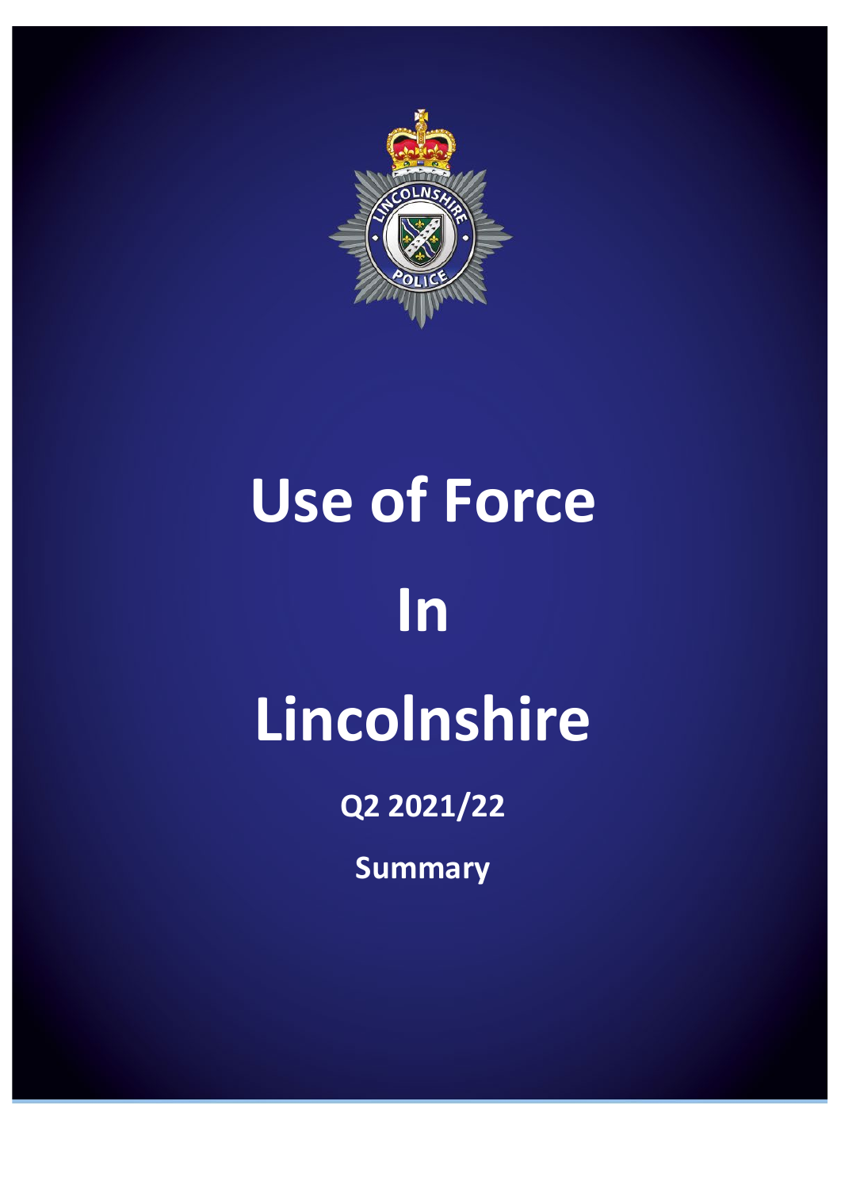# Use of Force

# In

# Lincolnshire

**Q2 2021/22**

**Summary**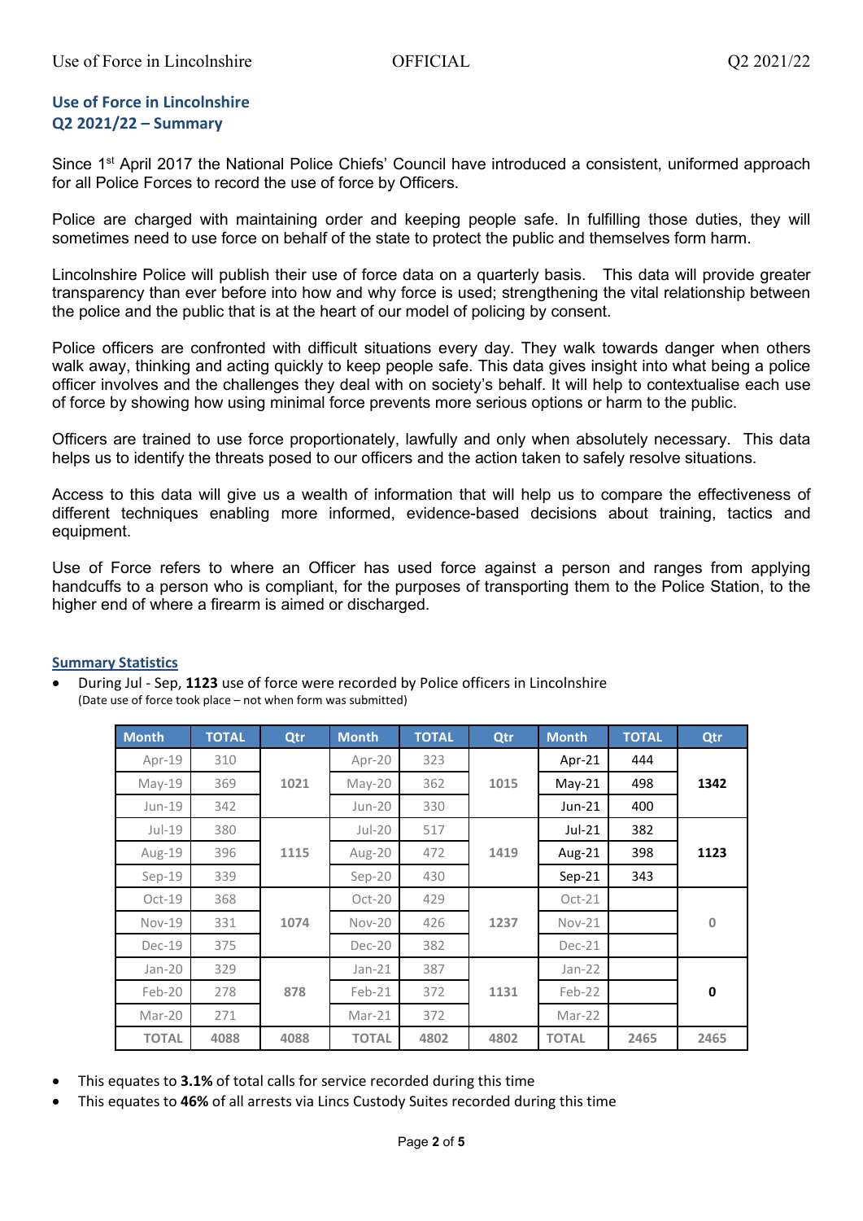## Use of Force in Lincolnshire
## Q2 2021/22 – Summary

Since 1st April 2017 the National Police Chiefs' Council have introduced a consistent, uniformed approach for all Police Forces to record the use of force by Officers.

Police are charged with maintaining order and keeping people safe. In fulfilling those duties, they will sometimes need to use force on behalf of the state to protect the public and themselves form harm.

Lincolnshire Police will publish their use of force data on a quarterly basis. This data will provide greater transparency than ever before into how and why force is used; strengthening the vital relationship between the police and the public that is at the heart of our model of policing by consent.

Police officers are confronted with difficult situations every day. They walk towards danger when others walk away, thinking and acting quickly to keep people safe. This data gives insight into what being a police officer involves and the challenges they deal with on society's behalf. It will help to contextualise each use of force by showing how using minimal force prevents more serious options or harm to the public.

Officers are trained to use force proportionately, lawfully and only when absolutely necessary. This data helps us to identify the threats posed to our officers and the action taken to safely resolve situations.

Access to this data will give us a wealth of information that will help us to compare the effectiveness of different techniques enabling more informed, evidence-based decisions about training, tactics and equipment.

Use of Force refers to where an Officer has used force against a person and ranges from applying handcuffs to a person who is compliant, for the purposes of transporting them to the Police Station, to the higher end of where a firearm is aimed or discharged.

### Summary Statistics

- During Jul - Sep, **1123** use of force were recorded by Police officers in Lincolnshire
  (Date use of force took place – not when form was submitted)

| Month | TOTAL | Qtr | Month | TOTAL | Qtr | Month | TOTAL | Qtr |
|---|---|---|---|---|---|---|---|---|
| Apr-19 | 310 | | Apr-20 | 323 | | Apr-21 | 444 | |
| May-19 | 369 | 1021 | May-20 | 362 | 1015 | May-21 | 498 | **1342** |
| Jun-19 | 342 | | Jun-20 | 330 | | Jun-21 | 400 | |
| Jul-19 | 380 | | Jul-20 | 517 | | Jul-21 | 382 | |
| Aug-19 | 396 | 1115 | Aug-20 | 472 | 1419 | Aug-21 | 398 | **1123** |
| Sep-19 | 339 | | Sep-20 | 430 | | Sep-21 | 343 | |
| Oct-19 | 368 | | Oct-20 | 429 | | Oct-21 | | |
| Nov-19 | 331 | 1074 | Nov-20 | 426 | 1237 | Nov-21 | | 0 |
| Dec-19 | 375 | | Dec-20 | 382 | | Dec-21 | | |
| Jan-20 | 329 | | Jan-21 | 387 | | Jan-22 | | |
| Feb-20 | 278 | 878 | Feb-21 | 372 | 1131 | Feb-22 | | **0** |
| Mar-20 | 271 | | Mar-21 | 372 | | Mar-22 | | |
| **TOTAL** | **4088** | **4088** | **TOTAL** | **4802** | **4802** | **TOTAL** | **2465** | **2465** |

- This equates to **3.1%** of total calls for service recorded during this time
- This equates to **46%** of all arrests via Lincs Custody Suites recorded during this time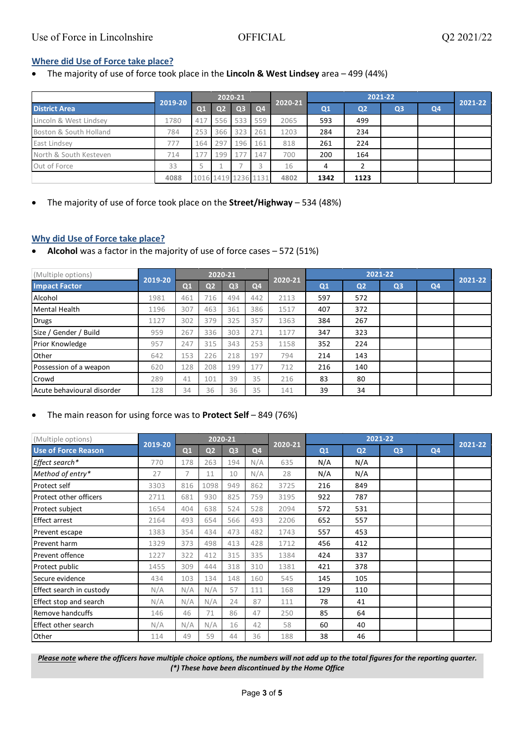## Where did Use of Force take place?

- The majority of use of force took place in the **Lincoln & West Lindsey** area – 499 (44%)

| District Area | 2019-20 | 2020-21 | | | | 2020-21 | 2021-22 | | | | 2021-22 |
|---|---|---|---|---|---|---|---|---|---|---|---|
| | | Q1 | Q2 | Q3 | Q4 | | Q1 | Q2 | Q3 | Q4 | |
| Lincoln & West Lindsey | 1780 | 417 | 556 | 533 | 559 | 2065 | 593 | 499 | | | |
| Boston & South Holland | 784 | 253 | 366 | 323 | 261 | 1203 | 284 | 234 | | | |
| East Lindsey | 777 | 164 | 297 | 196 | 161 | 818 | 261 | 224 | | | |
| North & South Kesteven | 714 | 177 | 199 | 177 | 147 | 700 | 200 | 164 | | | |
| Out of Force | 33 | 5 | 1 | 7 | 3 | 16 | 4 | 2 | | | |
| | 4088 | 1016 | 1419 | 1236 | 1131 | 4802 | 1342 | 1123 | | | |

- The majority of use of force took place on the **Street/Highway** – 534 (48%)

## Why did Use of Force take place?

- **Alcohol** was a factor in the majority of use of force cases – 572 (51%)

| (Multiple options) Impact Factor | 2019-20 | 2020-21 | | | | 2020-21 | 2021-22 | | | | 2021-22 |
|---|---|---|---|---|---|---|---|---|---|---|---|
| | | Q1 | Q2 | Q3 | Q4 | | Q1 | Q2 | Q3 | Q4 | |
| Alcohol | 1981 | 461 | 716 | 494 | 442 | 2113 | 597 | 572 | | | |
| Mental Health | 1196 | 307 | 463 | 361 | 386 | 1517 | 407 | 372 | | | |
| Drugs | 1127 | 302 | 379 | 325 | 357 | 1363 | 384 | 267 | | | |
| Size / Gender / Build | 959 | 267 | 336 | 303 | 271 | 1177 | 347 | 323 | | | |
| Prior Knowledge | 957 | 247 | 315 | 343 | 253 | 1158 | 352 | 224 | | | |
| Other | 642 | 153 | 226 | 218 | 197 | 794 | 214 | 143 | | | |
| Possession of a weapon | 620 | 128 | 208 | 199 | 177 | 712 | 216 | 140 | | | |
| Crowd | 289 | 41 | 101 | 39 | 35 | 216 | 83 | 80 | | | |
| Acute behavioural disorder | 128 | 34 | 36 | 36 | 35 | 141 | 39 | 34 | | | |

- The main reason for using force was to **Protect Self** – 849 (76%)

| (Multiple options) Use of Force Reason | 2019-20 | 2020-21 | | | | 2020-21 | 2021-22 | | | | 2021-22 |
|---|---|---|---|---|---|---|---|---|---|---|---|
| | | Q1 | Q2 | Q3 | Q4 | | Q1 | Q2 | Q3 | Q4 | |
| *Effect search** | 770 | 178 | 263 | 194 | N/A | 635 | N/A | N/A | | | |
| *Method of entry** | 27 | 7 | 11 | 10 | N/A | 28 | N/A | N/A | | | |
| Protect self | 3303 | 816 | 1098 | 949 | 862 | 3725 | 216 | 849 | | | |
| Protect other officers | 2711 | 681 | 930 | 825 | 759 | 3195 | 922 | 787 | | | |
| Protect subject | 1654 | 404 | 638 | 524 | 528 | 2094 | 572 | 531 | | | |
| Effect arrest | 2164 | 493 | 654 | 566 | 493 | 2206 | 652 | 557 | | | |
| Prevent escape | 1383 | 354 | 434 | 473 | 482 | 1743 | 557 | 453 | | | |
| Prevent harm | 1329 | 373 | 498 | 413 | 428 | 1712 | 456 | 412 | | | |
| Prevent offence | 1227 | 322 | 412 | 315 | 335 | 1384 | 424 | 337 | | | |
| Protect public | 1455 | 309 | 444 | 318 | 310 | 1381 | 421 | 378 | | | |
| Secure evidence | 434 | 103 | 134 | 148 | 160 | 545 | 145 | 105 | | | |
| Effect search in custody | N/A | N/A | N/A | 57 | 111 | 168 | 129 | 110 | | | |
| Effect stop and search | N/A | N/A | N/A | 24 | 87 | 111 | 78 | 41 | | | |
| Remove handcuffs | 146 | 46 | 71 | 86 | 47 | 250 | 85 | 64 | | | |
| Effect other search | N/A | N/A | N/A | 16 | 42 | 58 | 60 | 40 | | | |
| Other | 114 | 49 | 59 | 44 | 36 | 188 | 38 | 46 | | | |

***Please note** where the officers have multiple choice options, the numbers will not add up to the total figures for the reporting quarter.*
*(*) These have been discontinued by the Home Office*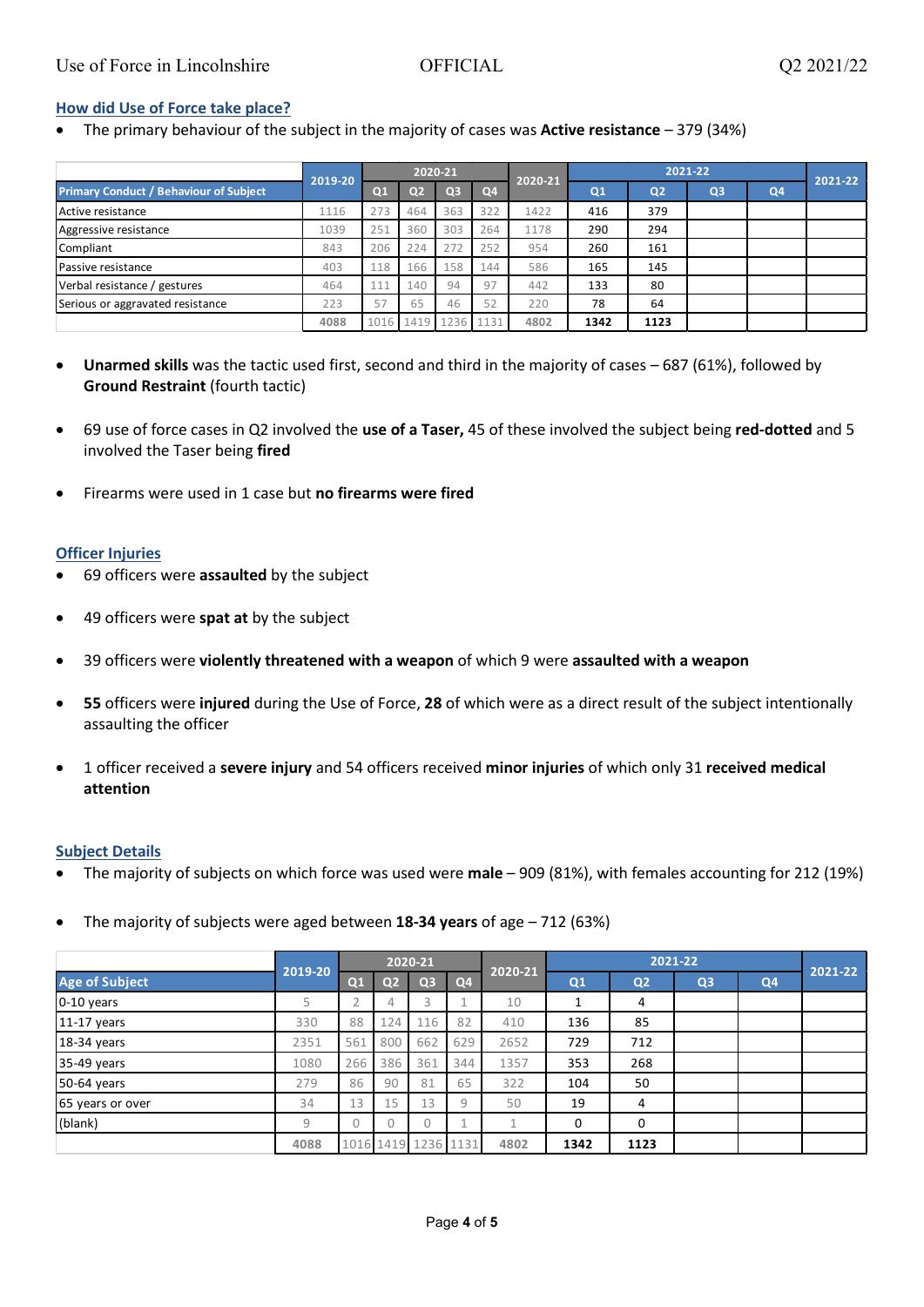## How did Use of Force take place?

- The primary behaviour of the subject in the majority of cases was **Active resistance** – 379 (34%)

| | 2019-20 | 2020-21 | | | | 2020-21 | 2021-22 | | | | 2021-22 |
|---|---|---|---|---|---|---|---|---|---|---|---|
| **Primary Conduct / Behaviour of Subject** | | Q1 | Q2 | Q3 | Q4 | | Q1 | Q2 | Q3 | Q4 | |
| Active resistance | 1116 | 273 | 464 | 363 | 322 | 1422 | 416 | 379 | | | |
| Aggressive resistance | 1039 | 251 | 360 | 303 | 264 | 1178 | 290 | 294 | | | |
| Compliant | 843 | 206 | 224 | 272 | 252 | 954 | 260 | 161 | | | |
| Passive resistance | 403 | 118 | 166 | 158 | 144 | 586 | 165 | 145 | | | |
| Verbal resistance / gestures | 464 | 111 | 140 | 94 | 97 | 442 | 133 | 80 | | | |
| Serious or aggravated resistance | 223 | 57 | 65 | 46 | 52 | 220 | 78 | 64 | | | |
| | **4088** | 1016 | 1419 | 1236 | 1131 | **4802** | **1342** | **1123** | | | |

- **Unarmed skills** was the tactic used first, second and third in the majority of cases – 687 (61%), followed by **Ground Restraint** (fourth tactic)

- 69 use of force cases in Q2 involved the **use of a Taser,** 45 of these involved the subject being **red-dotted** and 5 involved the Taser being **fired**

- Firearms were used in 1 case but **no firearms were fired**

## Officer Injuries

- 69 officers were **assaulted** by the subject

- 49 officers were **spat at** by the subject

- 39 officers were **violently threatened with a weapon** of which 9 were **assaulted with a weapon**

- **55** officers were **injured** during the Use of Force, **28** of which were as a direct result of the subject intentionally assaulting the officer

- 1 officer received a **severe injury** and 54 officers received **minor injuries** of which only 31 **received medical attention**

## Subject Details

- The majority of subjects on which force was used were **male** – 909 (81%), with females accounting for 212 (19%)

- The majority of subjects were aged between **18-34 years** of age – 712 (63%)

| | 2019-20 | 2020-21 | | | | 2020-21 | 2021-22 | | | | 2021-22 |
|---|---|---|---|---|---|---|---|---|---|---|---|
| **Age of Subject** | | Q1 | Q2 | Q3 | Q4 | | Q1 | Q2 | Q3 | Q4 | |
| 0-10 years | 5 | 2 | 4 | 3 | 1 | 10 | 1 | 4 | | | |
| 11-17 years | 330 | 88 | 124 | 116 | 82 | 410 | 136 | 85 | | | |
| 18-34 years | 2351 | 561 | 800 | 662 | 629 | 2652 | 729 | 712 | | | |
| 35-49 years | 1080 | 266 | 386 | 361 | 344 | 1357 | 353 | 268 | | | |
| 50-64 years | 279 | 86 | 90 | 81 | 65 | 322 | 104 | 50 | | | |
| 65 years or over | 34 | 13 | 15 | 13 | 9 | 50 | 19 | 4 | | | |
| (blank) | 9 | 0 | 0 | 0 | 1 | 1 | 0 | 0 | | | |
| | **4088** | 1016 | 1419 | 1236 | 1131 | **4802** | **1342** | **1123** | | | |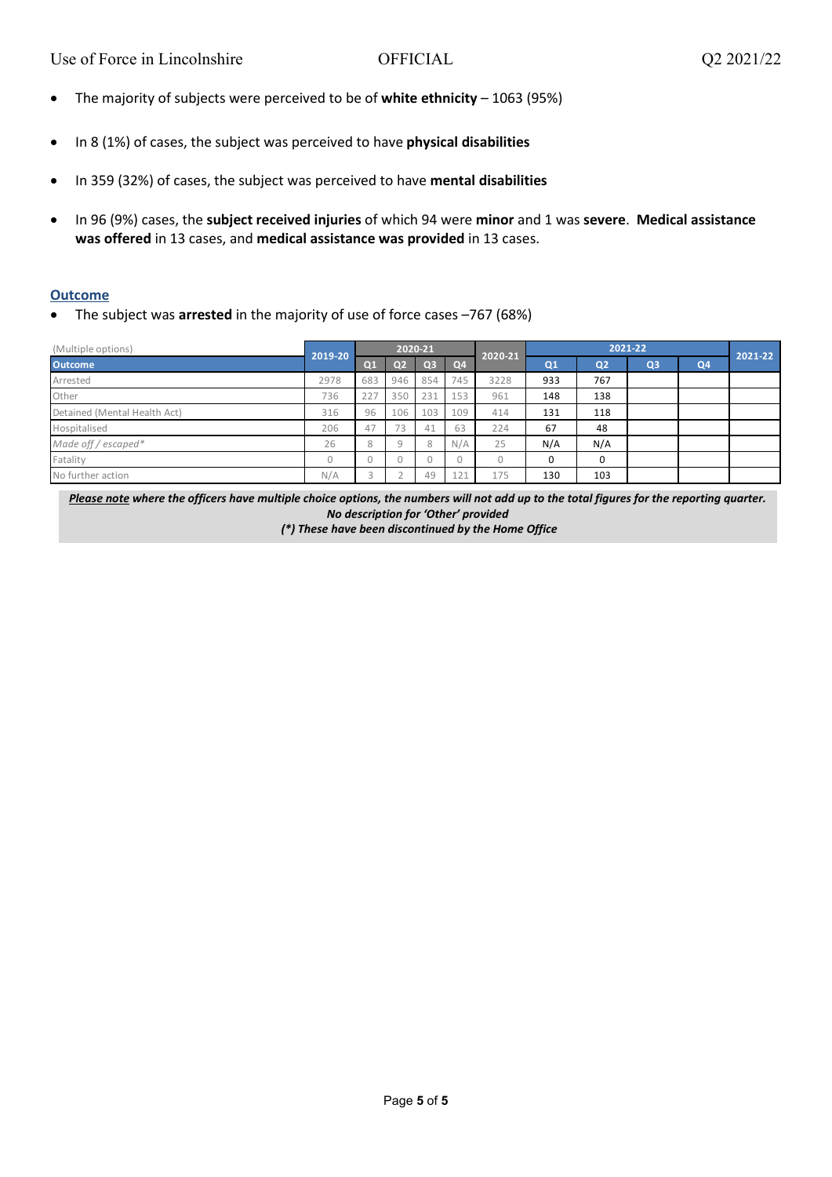- The majority of subjects were perceived to be of **white ethnicity** – 1063 (95%)
- In 8 (1%) of cases, the subject was perceived to have **physical disabilities**
- In 359 (32%) of cases, the subject was perceived to have **mental disabilities**
- In 96 (9%) cases, the **subject received injuries** of which 94 were **minor** and 1 was **severe**. **Medical assistance was offered** in 13 cases, and **medical assistance was provided** in 13 cases.

## Outcome

- The subject was **arrested** in the majority of use of force cases –767 (68%)

| (Multiple options) | 2019-20 | 2020-21 | | | | 2020-21 | 2021-22 | | | | 2021-22 |
|---|---|---|---|---|---|---|---|---|---|---|---|
| **Outcome** | | Q1 | Q2 | Q3 | Q4 | | Q1 | Q2 | Q3 | Q4 | |
| Arrested | 2978 | 683 | 946 | 854 | 745 | 3228 | 933 | 767 | | | |
| Other | 736 | 227 | 350 | 231 | 153 | 961 | 148 | 138 | | | |
| Detained (Mental Health Act) | 316 | 96 | 106 | 103 | 109 | 414 | 131 | 118 | | | |
| Hospitalised | 206 | 47 | 73 | 41 | 63 | 224 | 67 | 48 | | | |
| *Made off / escaped\** | 26 | 8 | 9 | 8 | N/A | 25 | N/A | N/A | | | |
| Fatality | 0 | 0 | 0 | 0 | 0 | 0 | 0 | 0 | | | |
| No further action | N/A | 3 | 2 | 49 | 121 | 175 | 130 | 103 | | | |

***Please note** where the officers have multiple choice options, the numbers will not add up to the total figures for the reporting quarter.*
*No description for 'Other' provided*
*(\*) These have been discontinued by the Home Office*